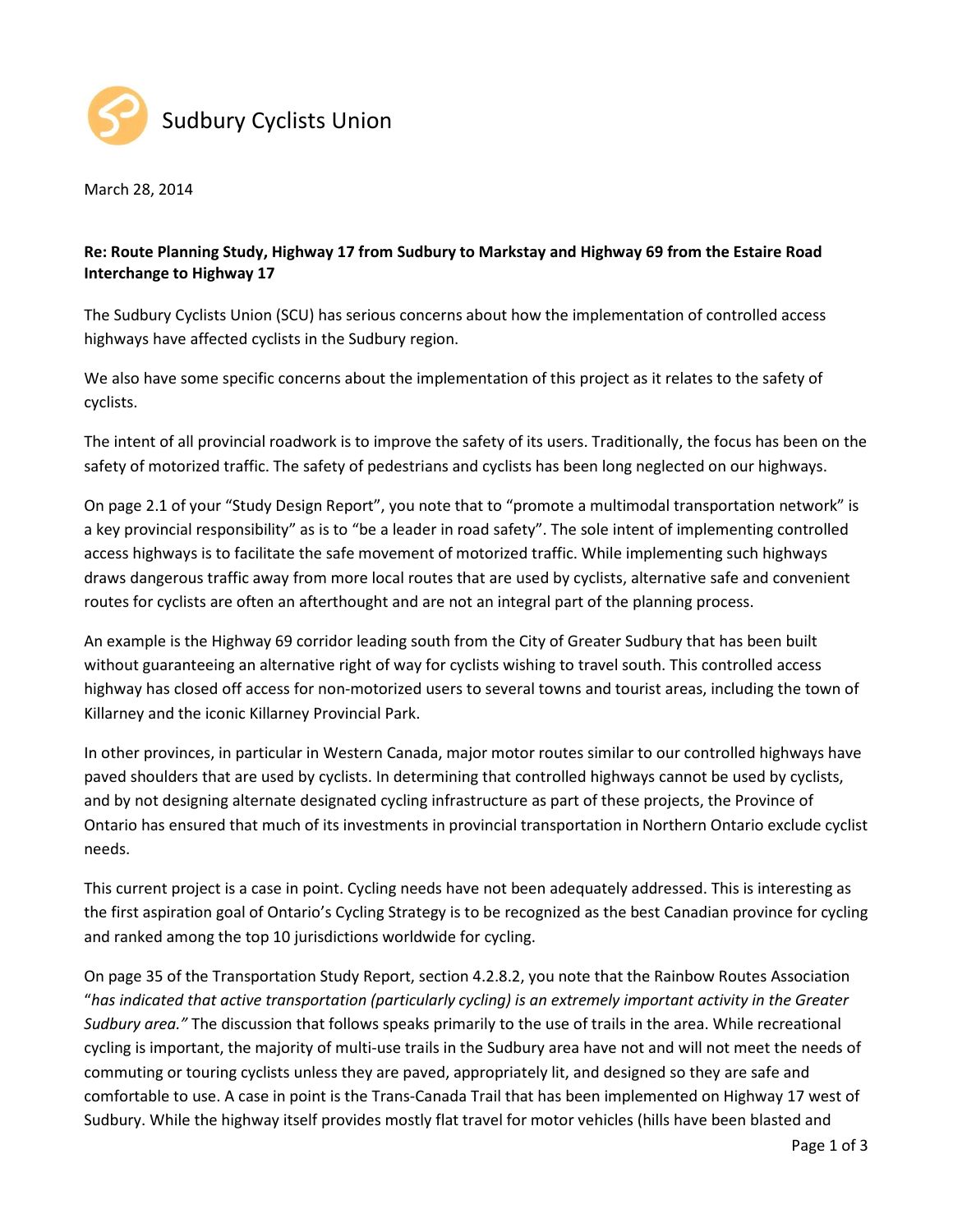Sudbury Cyclists Union

March 28, 2014

**Re: Route Planning Study, Highway 17 from Sudbury to Markstay and Highway 69 from the Estaire Road Interchange to Highway 17**

The Sudbury Cyclists Union (SCU) has serious concerns about how the implementation of controlled access highways have affected cyclists in the Sudbury region.

We also have some specific concerns about the implementation of this project as it relates to the safety of cyclists.

The intent of all provincial roadwork is to improve the safety of its users. Traditionally, the focus has been on the safety of motorized traffic. The safety of pedestrians and cyclists has been long neglected on our highways.

On page 2.1 of your "Study Design Report", you note that to "promote a multimodal transportation network" is a key provincial responsibility" as is to "be a leader in road safety". The sole intent of implementing controlled access highways is to facilitate the safe movement of motorized traffic. While implementing such highways draws dangerous traffic away from more local routes that are used by cyclists, alternative safe and convenient routes for cyclists are often an afterthought and are not an integral part of the planning process.

An example is the Highway 69 corridor leading south from the City of Greater Sudbury that has been built without guaranteeing an alternative right of way for cyclists wishing to travel south. This controlled access highway has closed off access for non-motorized users to several towns and tourist areas, including the town of Killarney and the iconic Killarney Provincial Park.

In other provinces, in particular in Western Canada, major motor routes similar to our controlled highways have paved shoulders that are used by cyclists. In determining that controlled highways cannot be used by cyclists, and by not designing alternate designated cycling infrastructure as part of these projects, the Province of Ontario has ensured that much of its investments in provincial transportation in Northern Ontario exclude cyclist needs.

This current project is a case in point. Cycling needs have not been adequately addressed. This is interesting as the first aspiration goal of Ontario's Cycling Strategy is to be recognized as the best Canadian province for cycling and ranked among the top 10 jurisdictions worldwide for cycling.

On page 35 of the Transportation Study Report, section 4.2.8.2, you note that the Rainbow Routes Association "*has indicated that active transportation (particularly cycling) is an extremely important activity in the Greater Sudbury area.*" The discussion that follows speaks primarily to the use of trails in the area. While recreational cycling is important, the majority of multi-use trails in the Sudbury area have not and will not meet the needs of commuting or touring cyclists unless they are paved, appropriately lit, and designed so they are safe and comfortable to use. A case in point is the Trans-Canada Trail that has been implemented on Highway 17 west of Sudbury. While the highway itself provides mostly flat travel for motor vehicles (hills have been blasted and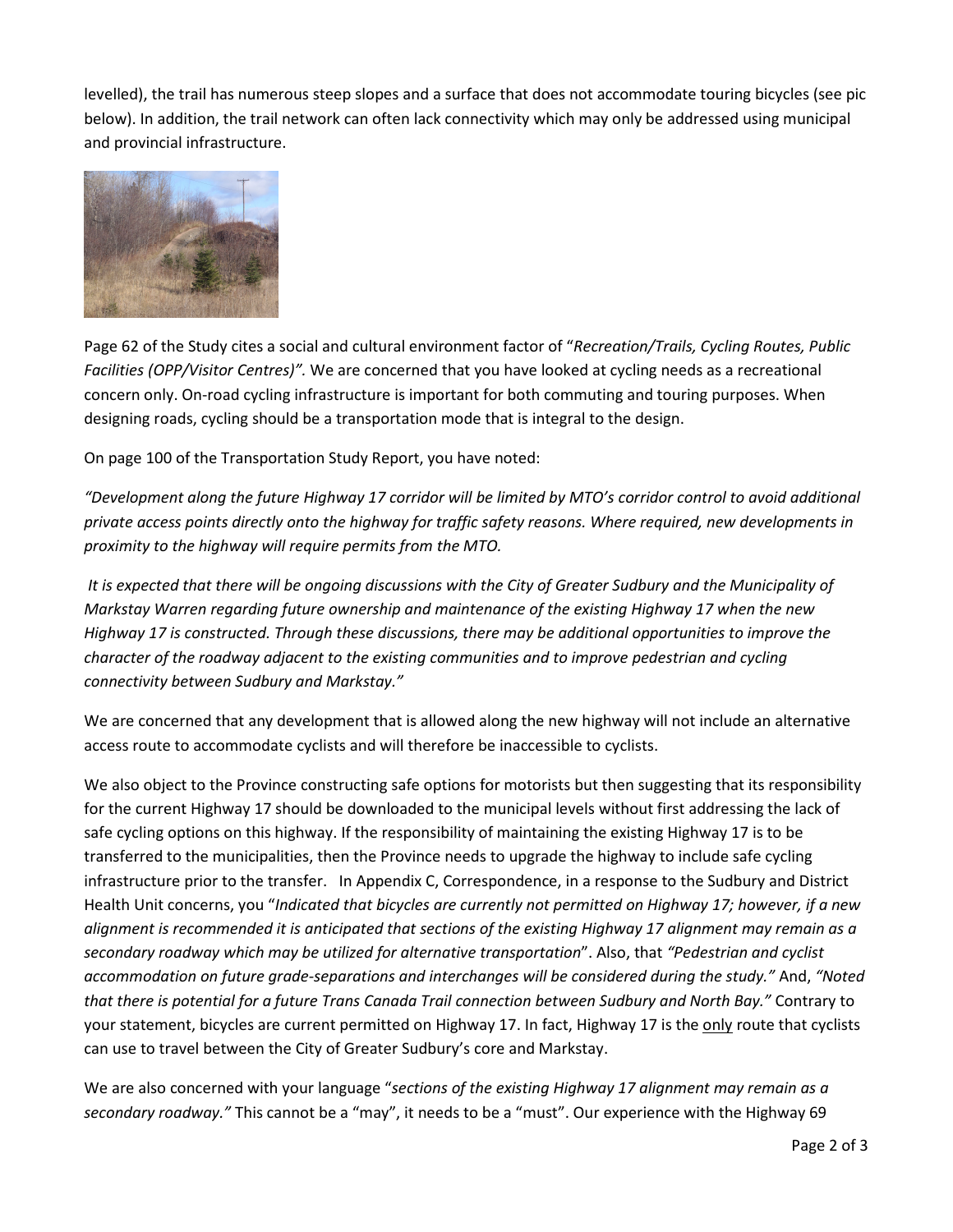levelled), the trail has numerous steep slopes and a surface that does not accommodate touring bicycles (see pic below). In addition, the trail network can often lack connectivity which may only be addressed using municipal and provincial infrastructure.

Page 62 of the Study cites a social and cultural environment factor of "*Recreation/Trails, Cycling Routes, Public Facilities (OPP/Visitor Centres)".* We are concerned that you have looked at cycling needs as a recreational concern only. On-road cycling infrastructure is important for both commuting and touring purposes. When designing roads, cycling should be a transportation mode that is integral to the design.

On page 100 of the Transportation Study Report, you have noted:

*"Development along the future Highway 17 corridor will be limited by MTO's corridor control to avoid additional private access points directly onto the highway for traffic safety reasons. Where required, new developments in proximity to the highway will require permits from the MTO.*

*It is expected that there will be ongoing discussions with the City of Greater Sudbury and the Municipality of Markstay Warren regarding future ownership and maintenance of the existing Highway 17 when the new Highway 17 is constructed. Through these discussions, there may be additional opportunities to improve the character of the roadway adjacent to the existing communities and to improve pedestrian and cycling connectivity between Sudbury and Markstay."*

We are concerned that any development that is allowed along the new highway will not include an alternative access route to accommodate cyclists and will therefore be inaccessible to cyclists.

We also object to the Province constructing safe options for motorists but then suggesting that its responsibility for the current Highway 17 should be downloaded to the municipal levels without first addressing the lack of safe cycling options on this highway. If the responsibility of maintaining the existing Highway 17 is to be transferred to the municipalities, then the Province needs to upgrade the highway to include safe cycling infrastructure prior to the transfer. In Appendix C, Correspondence, in a response to the Sudbury and District Health Unit concerns, you "*Indicated that bicycles are currently not permitted on Highway 17; however, if a new alignment is recommended it is anticipated that sections of the existing Highway 17 alignment may remain as a secondary roadway which may be utilized for alternative transportation*". Also, that *"Pedestrian and cyclist accommodation on future grade-separations and interchanges will be considered during the study."* And, *"Noted that there is potential for a future Trans Canada Trail connection between Sudbury and North Bay."* Contrary to your statement, bicycles are current permitted on Highway 17. In fact, Highway 17 is the <u>only</u> route that cyclists can use to travel between the City of Greater Sudbury's core and Markstay.

We are also concerned with your language "*sections of the existing Highway 17 alignment may remain as a secondary roadway."* This cannot be a "may", it needs to be a "must". Our experience with the Highway 69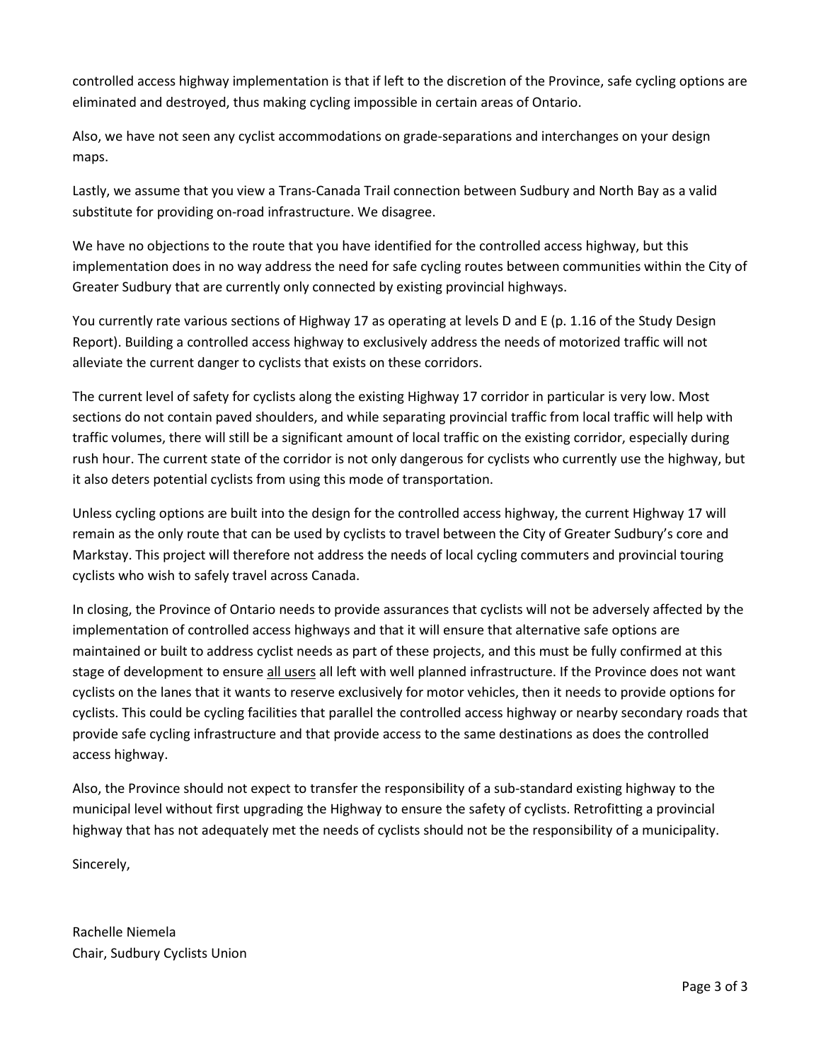controlled access highway implementation is that if left to the discretion of the Province, safe cycling options are eliminated and destroyed, thus making cycling impossible in certain areas of Ontario.

Also, we have not seen any cyclist accommodations on grade-separations and interchanges on your design maps.

Lastly, we assume that you view a Trans-Canada Trail connection between Sudbury and North Bay as a valid substitute for providing on-road infrastructure. We disagree.

We have no objections to the route that you have identified for the controlled access highway, but this implementation does in no way address the need for safe cycling routes between communities within the City of Greater Sudbury that are currently only connected by existing provincial highways.

You currently rate various sections of Highway 17 as operating at levels D and E (p. 1.16 of the Study Design Report). Building a controlled access highway to exclusively address the needs of motorized traffic will not alleviate the current danger to cyclists that exists on these corridors.

The current level of safety for cyclists along the existing Highway 17 corridor in particular is very low. Most sections do not contain paved shoulders, and while separating provincial traffic from local traffic will help with traffic volumes, there will still be a significant amount of local traffic on the existing corridor, especially during rush hour. The current state of the corridor is not only dangerous for cyclists who currently use the highway, but it also deters potential cyclists from using this mode of transportation.

Unless cycling options are built into the design for the controlled access highway, the current Highway 17 will remain as the only route that can be used by cyclists to travel between the City of Greater Sudbury's core and Markstay. This project will therefore not address the needs of local cycling commuters and provincial touring cyclists who wish to safely travel across Canada.

In closing, the Province of Ontario needs to provide assurances that cyclists will not be adversely affected by the implementation of controlled access highways and that it will ensure that alternative safe options are maintained or built to address cyclist needs as part of these projects, and this must be fully confirmed at this stage of development to ensure <u>all users</u> all left with well planned infrastructure. If the Province does not want cyclists on the lanes that it wants to reserve exclusively for motor vehicles, then it needs to provide options for cyclists. This could be cycling facilities that parallel the controlled access highway or nearby secondary roads that provide safe cycling infrastructure and that provide access to the same destinations as does the controlled access highway.

Also, the Province should not expect to transfer the responsibility of a sub-standard existing highway to the municipal level without first upgrading the Highway to ensure the safety of cyclists. Retrofitting a provincial highway that has not adequately met the needs of cyclists should not be the responsibility of a municipality.

Sincerely,

Rachelle Niemela
Chair, Sudbury Cyclists Union